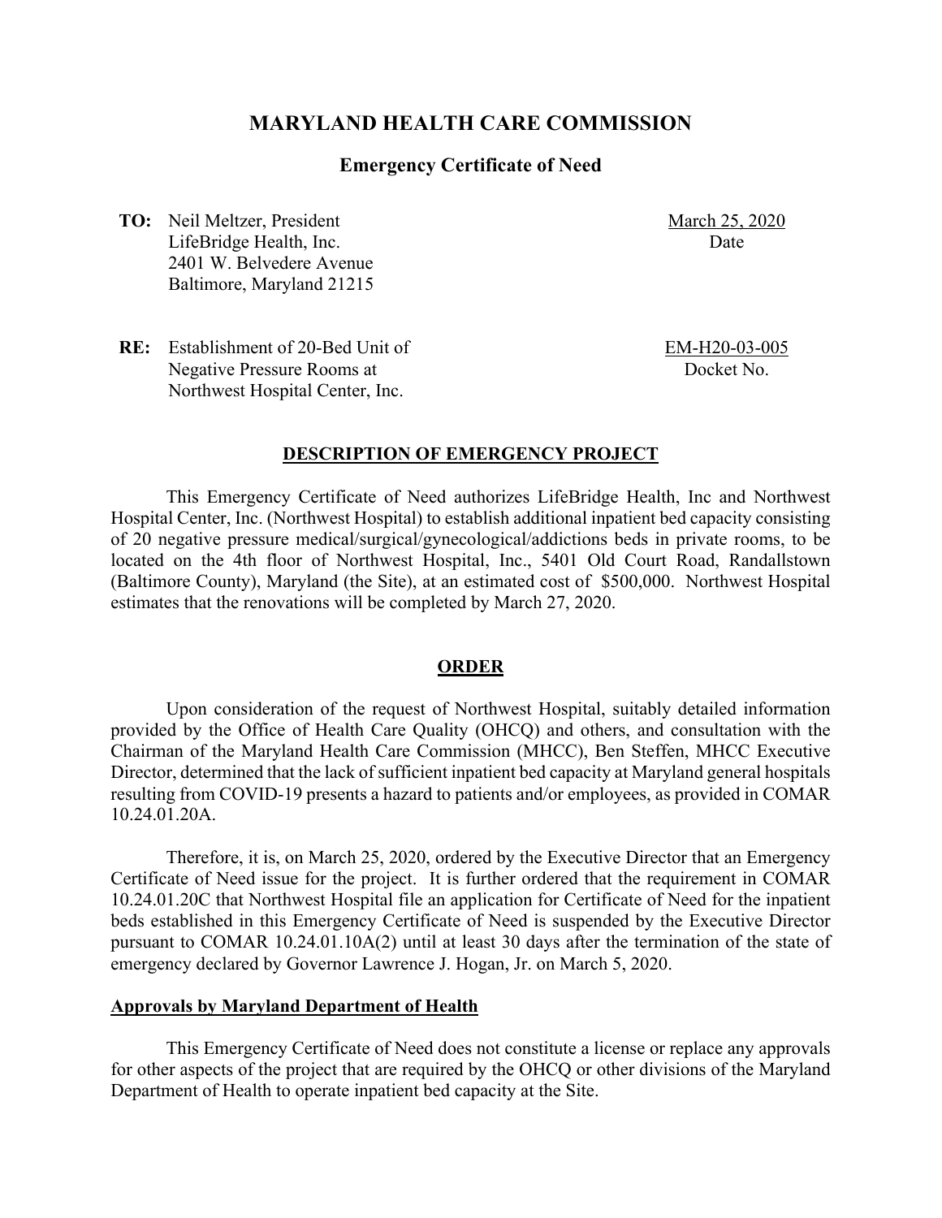# MARYLAND HEALTH CARE COMMISSION

## Emergency Certificate of Need

**TO:** Neil Meltzer, President
LifeBridge Health, Inc.
2401 W. Belvedere Avenue
Baltimore, Maryland 21215

March 25, 2020
Date

**RE:** Establishment of 20-Bed Unit of Negative Pressure Rooms at Northwest Hospital Center, Inc.

EM-H20-03-005
Docket No.

### DESCRIPTION OF EMERGENCY PROJECT

This Emergency Certificate of Need authorizes LifeBridge Health, Inc and Northwest Hospital Center, Inc. (Northwest Hospital) to establish additional inpatient bed capacity consisting of 20 negative pressure medical/surgical/gynecological/addictions beds in private rooms, to be located on the 4th floor of Northwest Hospital, Inc., 5401 Old Court Road, Randallstown (Baltimore County), Maryland (the Site), at an estimated cost of $500,000. Northwest Hospital estimates that the renovations will be completed by March 27, 2020.

### ORDER

Upon consideration of the request of Northwest Hospital, suitably detailed information provided by the Office of Health Care Quality (OHCQ) and others, and consultation with the Chairman of the Maryland Health Care Commission (MHCC), Ben Steffen, MHCC Executive Director, determined that the lack of sufficient inpatient bed capacity at Maryland general hospitals resulting from COVID-19 presents a hazard to patients and/or employees, as provided in COMAR 10.24.01.20A.

Therefore, it is, on March 25, 2020, ordered by the Executive Director that an Emergency Certificate of Need issue for the project. It is further ordered that the requirement in COMAR 10.24.01.20C that Northwest Hospital file an application for Certificate of Need for the inpatient beds established in this Emergency Certificate of Need is suspended by the Executive Director pursuant to COMAR 10.24.01.10A(2) until at least 30 days after the termination of the state of emergency declared by Governor Lawrence J. Hogan, Jr. on March 5, 2020.

#### Approvals by Maryland Department of Health

This Emergency Certificate of Need does not constitute a license or replace any approvals for other aspects of the project that are required by the OHCQ or other divisions of the Maryland Department of Health to operate inpatient bed capacity at the Site.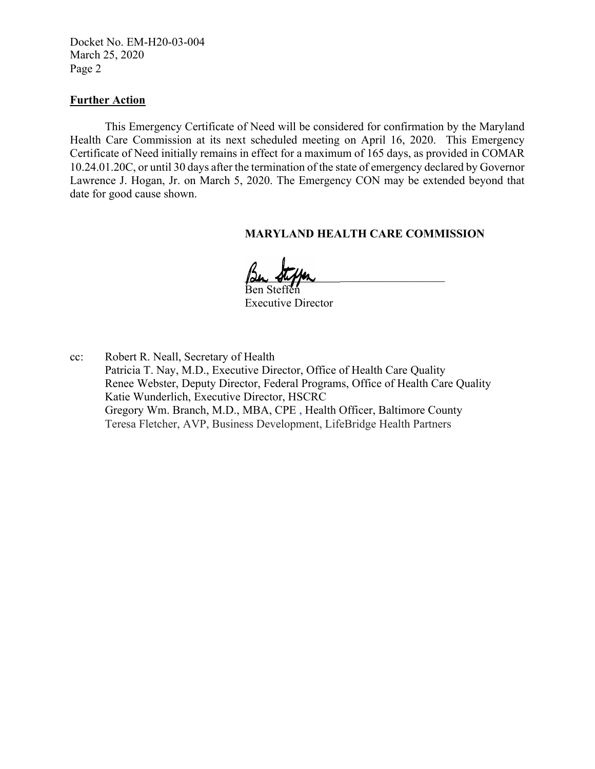Docket No. EM-H20-03-004
March 25, 2020
Page 2

**Further Action**

This Emergency Certificate of Need will be considered for confirmation by the Maryland Health Care Commission at its next scheduled meeting on April 16, 2020. This Emergency Certificate of Need initially remains in effect for a maximum of 165 days, as provided in COMAR 10.24.01.20C, or until 30 days after the termination of the state of emergency declared by Governor Lawrence J. Hogan, Jr. on March 5, 2020. The Emergency CON may be extended beyond that date for good cause shown.

**MARYLAND HEALTH CARE COMMISSION**

Ben Steffen
Executive Director

cc: Robert R. Neall, Secretary of Health
Patricia T. Nay, M.D., Executive Director, Office of Health Care Quality
Renee Webster, Deputy Director, Federal Programs, Office of Health Care Quality
Katie Wunderlich, Executive Director, HSCRC
Gregory Wm. Branch, M.D., MBA, CPE , Health Officer, Baltimore County
Teresa Fletcher, AVP, Business Development, LifeBridge Health Partners